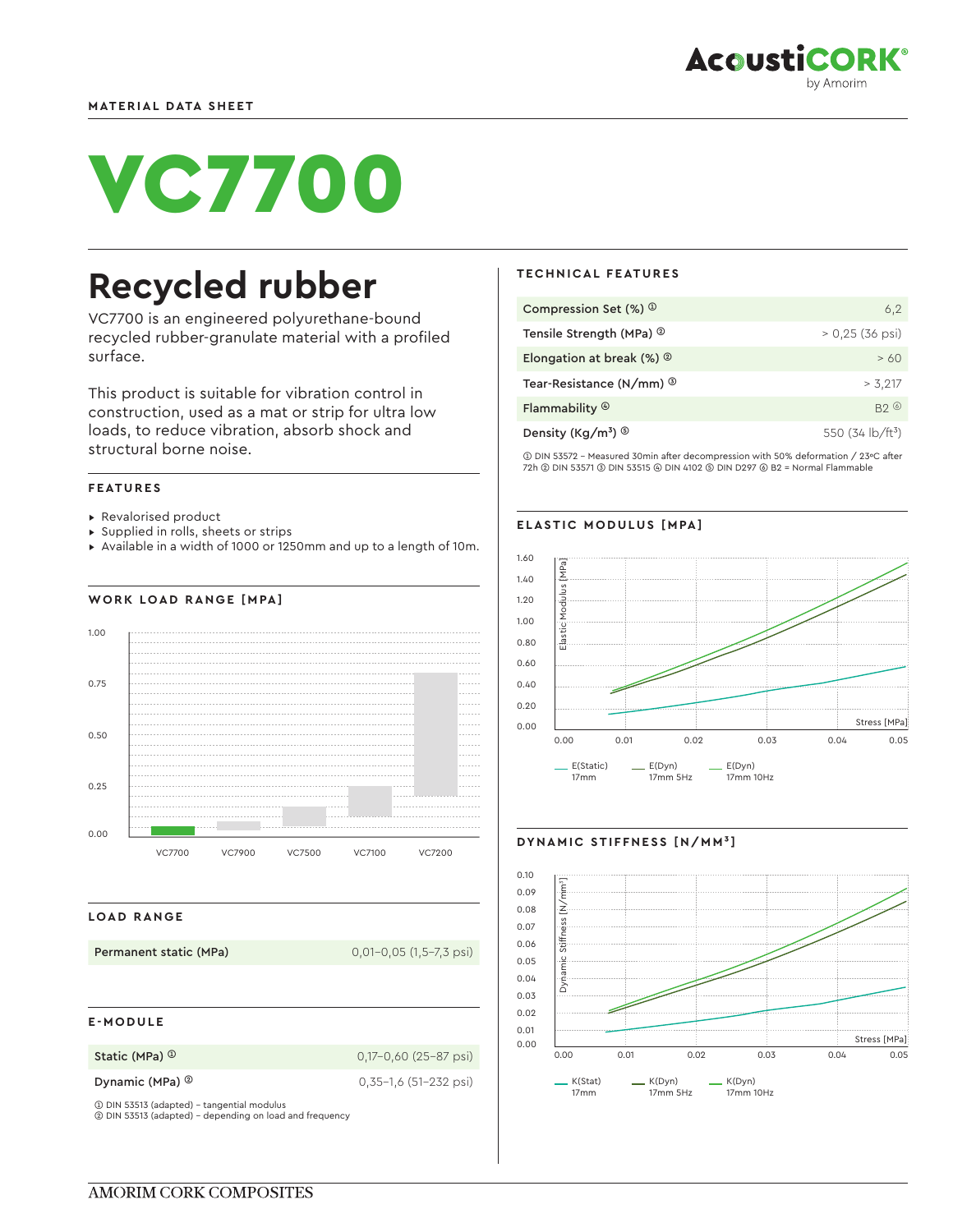MATERIAL DATA SHEET

AcoustiCORK® by Amorim

# VC7700

## Recycled rubber

VC7700 is an engineered polyurethane-bound recycled rubber-granulate material with a profiled surface.

This product is suitable for vibration control in construction, used as a mat or strip for ultra low loads, to reduce vibration, absorb shock and structural borne noise.

### FEATURES

- Revalorised product
- Supplied in rolls, sheets or strips
- Available in a width of 1000 or 1250mm and up to a length of 10m.

### WORK LOAD RANGE [MPA]

1.00
0.75
0.50
0.25
0.00

VC7700 VC7900 VC7500 VC7100 VC7200

### LOAD RANGE

| | |
|---|---|
| Permanent static (MPa) | 0,01–0,05 (1,5–7,3 psi) |

### E-MODULE

| | |
|---|---|
| Static (MPa) ① | 0,17–0,60 (25–87 psi) |
| Dynamic (MPa) ② | 0,35–1,6 (51–232 psi) |

① DIN 53513 (adapted) – tangential modulus
② DIN 53513 (adapted) – depending on load and frequency

### TECHNICAL FEATURES

| | |
|---|---|
| Compression Set (%) ① | 6,2 |
| Tensile Strength (MPa) ② | > 0,25 (36 psi) |
| Elongation at break (%) ② | > 60 |
| Tear-Resistance (N/mm) ③ | > 3,217 |
| Flammability ④ | B2 ⑥ |
| Density (Kg/m³) ⑤ | 550 (34 lb/ft³) |

① DIN 53572 – Measured 30min after decompression with 50% deformation / 23ºC after 72h ② DIN 53571 ③ DIN 53515 ④ DIN 4102 ⑤ DIN D297 ⑥ B2 = Normal Flammable

### ELASTIC MODULUS [MPA]

Elastic Modulus [MPa]
1.60
1.40
1.20
1.00
0.80
0.60
0.40
0.20
0.00
0.00 0.01 0.02 0.03 0.04 0.05
Stress [MPa]

E(Static) 17mm
E(Dyn) 17mm 5Hz
E(Dyn) 17mm 10Hz

### DYNAMIC STIFFNESS [N/MM³]

Dynamic Stiffness [N/mm³]
0.10
0.09
0.08
0.07
0.06
0.05
0.04
0.03
0.02
0.01
0.00
0.00 0.01 0.02 0.03 0.04 0.05
Stress [MPa]

K(Stat) 17mm
K(Dyn) 17mm 5Hz
K(Dyn) 17mm 10Hz

AMORIM CORK COMPOSITES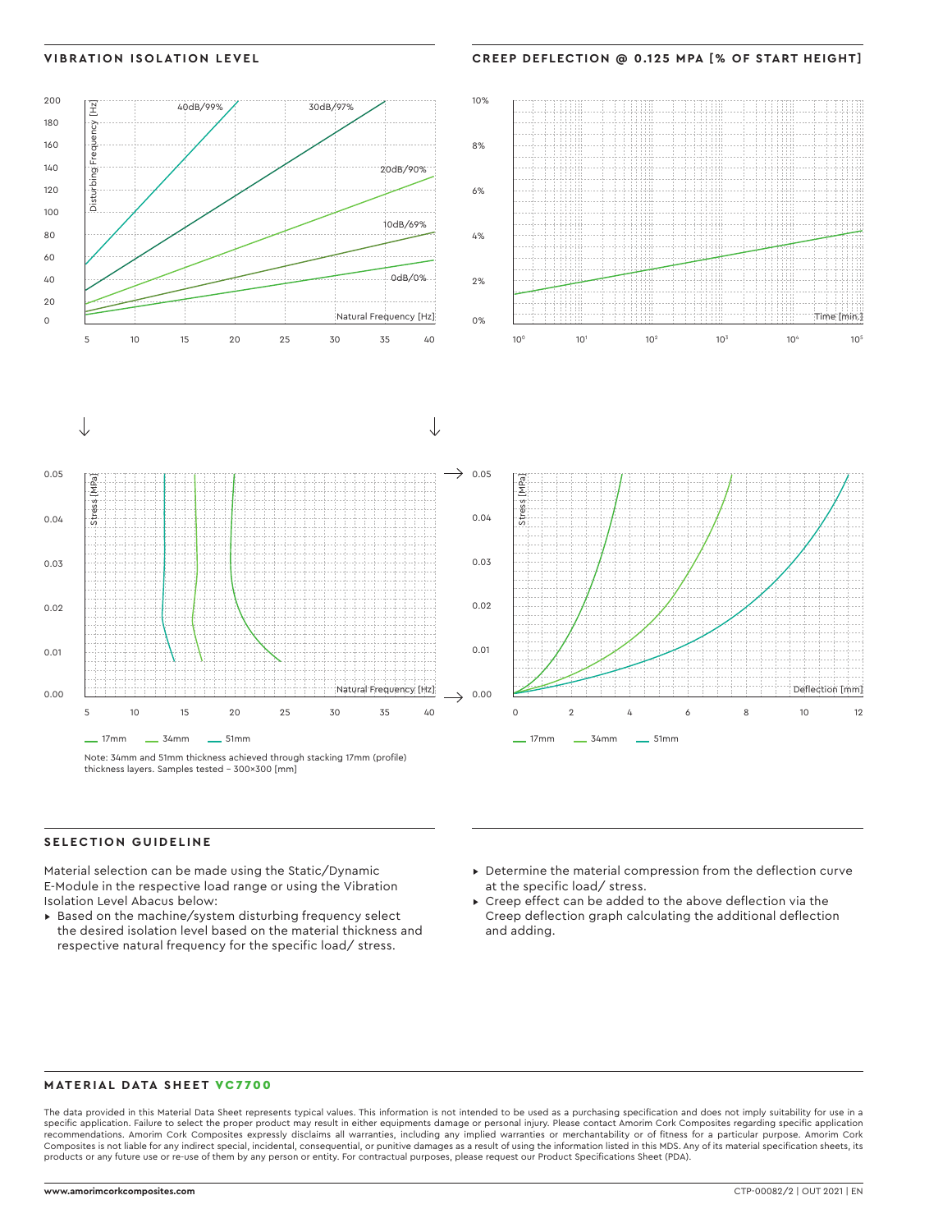## VIBRATION ISOLATION LEVEL

200
180
160
140
120
100
80
60
40
20
0

Disturbing Frequency [Hz]

40dB/99%
30dB/97%
20dB/90%
10dB/69%
0dB/0%

Natural Frequency [Hz]

5 10 15 20 25 30 35 40

## CREEP DEFLECTION @ 0.125 MPA [% OF START HEIGHT]

10%
8%
6%
4%
2%
0%

Time [min.]

$10^0$ $10^1$ $10^2$ $10^3$ $10^4$ $10^5$

0.05
0.04
0.03
0.02
0.01
0.00

Stress [MPa]

Natural Frequency [Hz]

5 10 15 20 25 30 35 40

17mm 34mm 51mm

Note: 34mm and 51mm thickness achieved through stacking 17mm (profile) thickness layers. Samples tested – 300×300 [mm]

0.05
0.04
0.03
0.02
0.01
0.00

Stress [MPa]

Deflection [mm]

0 2 4 6 8 10 12

17mm 34mm 51mm

## SELECTION GUIDELINE

Material selection can be made using the Static/Dynamic E-Module in the respective load range or using the Vibration Isolation Level Abacus below:

- Based on the machine/system disturbing frequency select the desired isolation level based on the material thickness and respective natural frequency for the specific load/ stress.
- Determine the material compression from the deflection curve at the specific load/ stress.
- Creep effect can be added to the above deflection via the Creep deflection graph calculating the additional deflection and adding.

## MATERIAL DATA SHEET VC7700

The data provided in this Material Data Sheet represents typical values. This information is not intended to be used as a purchasing specification and does not imply suitability for use in a specific application. Failure to select the proper product may result in either equipments damage or personal injury. Please contact Amorim Cork Composites regarding specific application recommendations. Amorim Cork Composites expressly disclaims all warranties, including any implied warranties or merchantability or of fitness for a particular purpose. Amorim Cork Composites is not liable for any indirect special, incidental, consequential, or punitive damages as a result of using the information listed in this MDS. Any of its material specification sheets, its products or any future use or re-use of them by any person or entity. For contractual purposes, please request our Product Specifications Sheet (PDA).

**www.amorimcorkcomposites.com**

CTP-00082/2 | OUT 2021 | EN